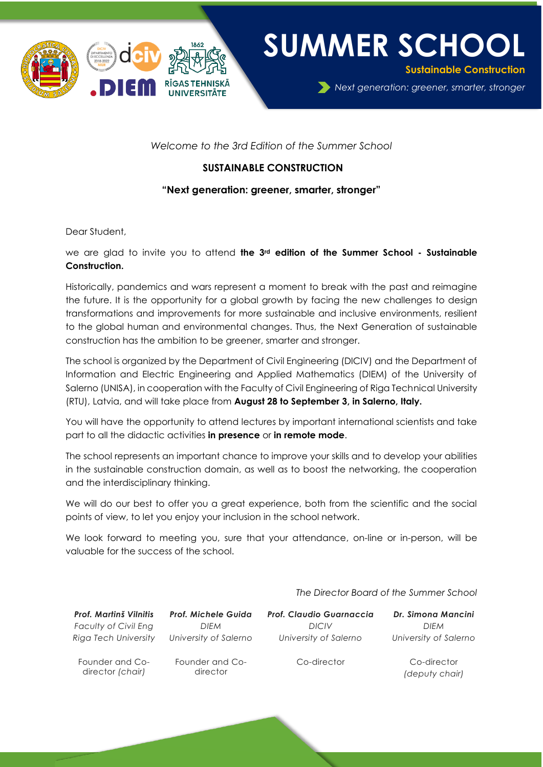# SUMMER SCHOOL

**Sustainable Construction**

*Next generation: greener, smarter, stronger*

*Welcome to the 3rd Edition of the Summer School*

**SUSTAINABLE CONSTRUCTION**

**"Next generation: greener, smarter, stronger"**

Dear Student,

we are glad to invite you to attend **the 3rd edition of the Summer School - Sustainable Construction.**

Historically, pandemics and wars represent a moment to break with the past and reimagine the future. It is the opportunity for a global growth by facing the new challenges to design transformations and improvements for more sustainable and inclusive environments, resilient to the global human and environmental changes. Thus, the Next Generation of sustainable construction has the ambition to be greener, smarter and stronger.

The school is organized by the Department of Civil Engineering (DICIV) and the Department of Information and Electric Engineering and Applied Mathematics (DIEM) of the University of Salerno (UNISA), in cooperation with the Faculty of Civil Engineering of Riga Technical University (RTU), Latvia, and will take place from **August 28 to September 3, in Salerno, Italy.**

You will have the opportunity to attend lectures by important international scientists and take part to all the didactic activities **in presence** or **in remote mode**.

The school represents an important chance to improve your skills and to develop your abilities in the sustainable construction domain, as well as to boost the networking, the cooperation and the interdisciplinary thinking.

We will do our best to offer you a great experience, both from the scientific and the social points of view, to let you enjoy your inclusion in the school network.

We look forward to meeting you, sure that your attendance, on-line or in-person, will be valuable for the success of the school.

*The Director Board of the Summer School*

| ***Prof. Martinš Vilnitis*** | ***Prof. Michele Guida*** | ***Prof. Claudio Guarnaccia*** | ***Dr. Simona Mancini*** |
|---|---|---|---|
| *Faculty of Civil Eng* | *DIEM* | *DICIV* | *DIEM* |
| *Riga Tech University* | *University of Salerno* | *University of Salerno* | *University of Salerno* |
| Founder and Co-director *(chair)* | Founder and Co-director | Co-director | Co-director *(deputy chair)* |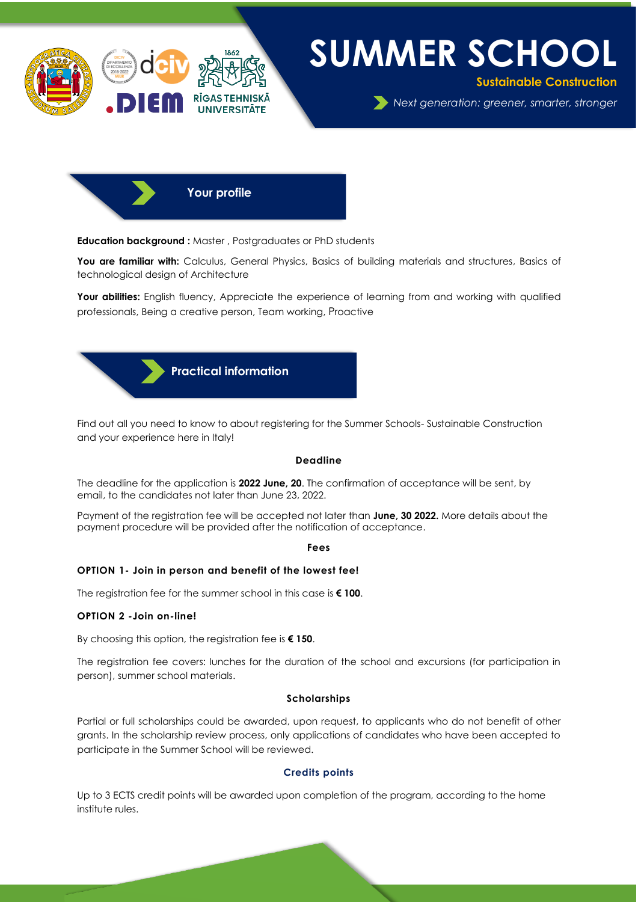# SUMMER SCHOOL

**Sustainable Construction**

*Next generation: greener, smarter, stronger*

## Your profile

**Education background :** Master , Postgraduates or PhD students

**You are familiar with:** Calculus, General Physics, Basics of building materials and structures, Basics of technological design of Architecture

**Your abilities:** English fluency, Appreciate the experience of learning from and working with qualified professionals, Being a creative person, Team working, Proactive

## Practical information

Find out all you need to know to about registering for the Summer Schools- Sustainable Construction and your experience here in Italy!

### Deadline

The deadline for the application is **2022 June, 20**. The confirmation of acceptance will be sent, by email, to the candidates not later than June 23, 2022.

Payment of the registration fee will be accepted not later than **June, 30 2022.** More details about the payment procedure will be provided after the notification of acceptance.

### Fees

**OPTION 1- Join in person and benefit of the lowest fee!**

The registration fee for the summer school in this case is **€ 100**.

**OPTION 2 -Join on-line!**

By choosing this option, the registration fee is **€ 150**.

The registration fee covers: lunches for the duration of the school and excursions (for participation in person), summer school materials.

### Scholarships

Partial or full scholarships could be awarded, upon request, to applicants who do not benefit of other grants. In the scholarship review process, only applications of candidates who have been accepted to participate in the Summer School will be reviewed.

### Credits points

Up to 3 ECTS credit points will be awarded upon completion of the program, according to the home institute rules.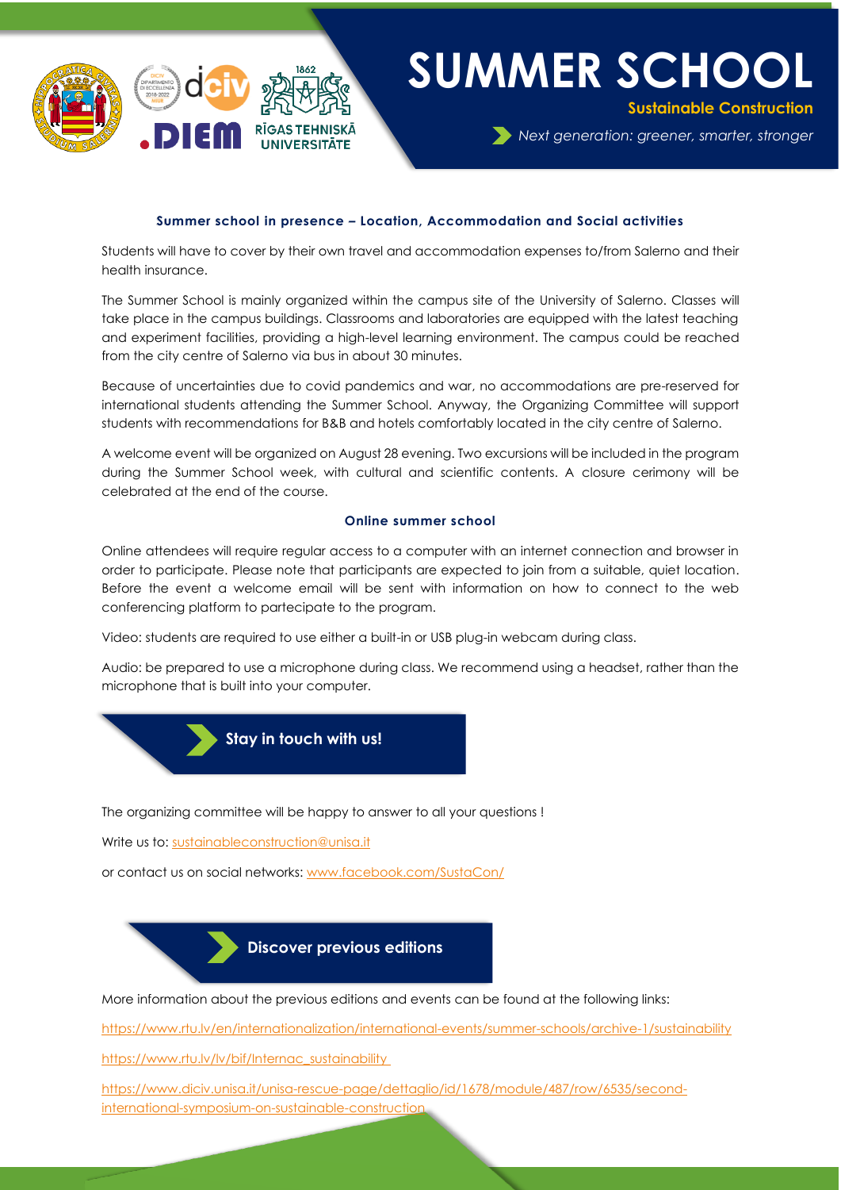# SUMMER SCHOOL

**Sustainable Construction**

*Next generation: greener, smarter, stronger*

### Summer school in presence – Location, Accommodation and Social activities

Students will have to cover by their own travel and accommodation expenses to/from Salerno and their health insurance.

The Summer School is mainly organized within the campus site of the University of Salerno. Classes will take place in the campus buildings. Classrooms and laboratories are equipped with the latest teaching and experiment facilities, providing a high-level learning environment. The campus could be reached from the city centre of Salerno via bus in about 30 minutes.

Because of uncertainties due to covid pandemics and war, no accommodations are pre-reserved for international students attending the Summer School. Anyway, the Organizing Committee will support students with recommendations for B&B and hotels comfortably located in the city centre of Salerno.

A welcome event will be organized on August 28 evening. Two excursions will be included in the program during the Summer School week, with cultural and scientific contents. A closure cerimony will be celebrated at the end of the course.

### Online summer school

Online attendees will require regular access to a computer with an internet connection and browser in order to participate. Please note that participants are expected to join from a suitable, quiet location. Before the event a welcome email will be sent with information on how to connect to the web conferencing platform to partecipate to the program.

Video: students are required to use either a built-in or USB plug-in webcam during class.

Audio: be prepared to use a microphone during class. We recommend using a headset, rather than the microphone that is built into your computer.

## Stay in touch with us!

The organizing committee will be happy to answer to all your questions !

Write us to: sustainableconstruction@unisa.it

or contact us on social networks: www.facebook.com/SustaCon/

## Discover previous editions

More information about the previous editions and events can be found at the following links:

https://www.rtu.lv/en/internationalization/international-events/summer-schools/archive-1/sustainability

https://www.rtu.lv/lv/bif/Internac_sustainability

https://www.diciv.unisa.it/unisa-rescue-page/dettaglio/id/1678/module/487/row/6535/second-international-symposium-on-sustainable-construction